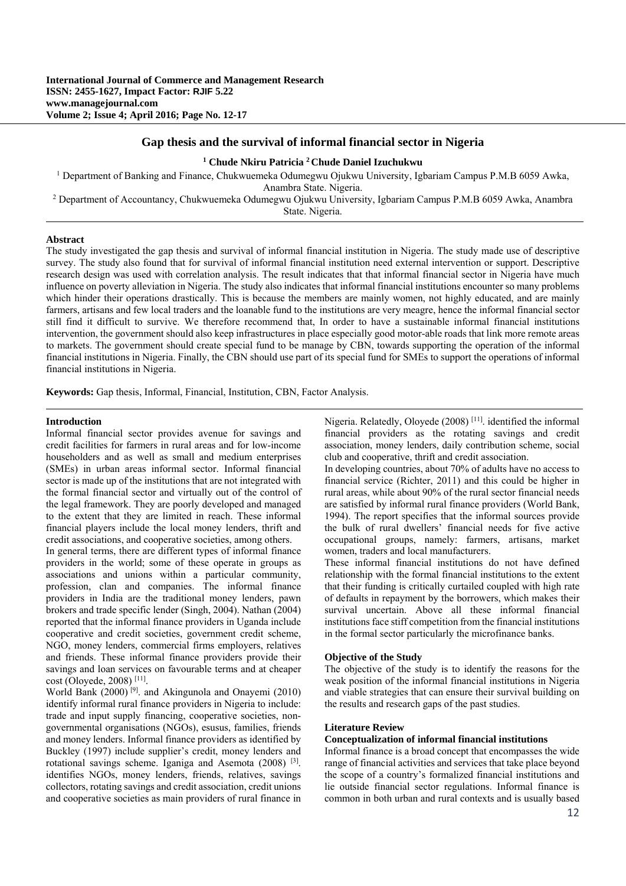# Gap thesis and the survival of informal financial sector in Nigeria

**[1] Chude Nkiru Patricia [2] Chude Daniel Izuchukwu**

[1] Department of Banking and Finance, Chukwuemeka Odumegwu Ojukwu University, Igbariam Campus P.M.B 6059 Awka, Anambra State. Nigeria.

[2] Department of Accountancy, Chukwuemeka Odumegwu Ojukwu University, Igbariam Campus P.M.B 6059 Awka, Anambra State. Nigeria.

## Abstract

The study investigated the gap thesis and survival of informal financial institution in Nigeria. The study made use of descriptive survey. The study also found that for survival of informal financial institution need external intervention or support. Descriptive research design was used with correlation analysis. The result indicates that that informal financial sector in Nigeria have much influence on poverty alleviation in Nigeria. The study also indicates that informal financial institutions encounter so many problems which hinder their operations drastically. This is because the members are mainly women, not highly educated, and are mainly farmers, artisans and few local traders and the loanable fund to the institutions are very meagre, hence the informal financial sector still find it difficult to survive. We therefore recommend that, In order to have a sustainable informal financial institutions intervention, the government should also keep infrastructures in place especially good motor-able roads that link more remote areas to markets. The government should create special fund to be manage by CBN, towards supporting the operation of the informal financial institutions in Nigeria. Finally, the CBN should use part of its special fund for SMEs to support the operations of informal financial institutions in Nigeria.

**Keywords:** Gap thesis, Informal, Financial, Institution, CBN, Factor Analysis.

## Introduction

Informal financial sector provides avenue for savings and credit facilities for farmers in rural areas and for low-income householders and as well as small and medium enterprises (SMEs) in urban areas informal sector. Informal financial sector is made up of the institutions that are not integrated with the formal financial sector and virtually out of the control of the legal framework. They are poorly developed and managed to the extent that they are limited in reach. These informal financial players include the local money lenders, thrift and credit associations, and cooperative societies, among others.

In general terms, there are different types of informal finance providers in the world; some of these operate in groups as associations and unions within a particular community, profession, clan and companies. The informal finance providers in India are the traditional money lenders, pawn brokers and trade specific lender (Singh, 2004). Nathan (2004) reported that the informal finance providers in Uganda include cooperative and credit societies, government credit scheme, NGO, money lenders, commercial firms employers, relatives and friends. These informal finance providers provide their savings and loan services on favourable terms and at cheaper cost (Oloyede, 2008) [11].

World Bank (2000) [9]. and Akingunola and Onayemi (2010) identify informal rural finance providers in Nigeria to include: trade and input supply financing, cooperative societies, non-governmental organisations (NGOs), esusus, families, friends and money lenders. Informal finance providers as identified by Buckley (1997) include supplier's credit, money lenders and rotational savings scheme. Iganiga and Asemota (2008) [3]. identifies NGOs, money lenders, friends, relatives, savings collectors, rotating savings and credit association, credit unions and cooperative societies as main providers of rural finance in Nigeria. Relatedly, Oloyede (2008) [11]. identified the informal financial providers as the rotating savings and credit association, money lenders, daily contribution scheme, social club and cooperative, thrift and credit association.

In developing countries, about 70% of adults have no access to financial service (Richter, 2011) and this could be higher in rural areas, while about 90% of the rural sector financial needs are satisfied by informal rural finance providers (World Bank, 1994). The report specifies that the informal sources provide the bulk of rural dwellers' financial needs for five active occupational groups, namely: farmers, artisans, market women, traders and local manufacturers.

These informal financial institutions do not have defined relationship with the formal financial institutions to the extent that their funding is critically curtailed coupled with high rate of defaults in repayment by the borrowers, which makes their survival uncertain. Above all these informal financial institutions face stiff competition from the financial institutions in the formal sector particularly the microfinance banks.

### Objective of the Study

The objective of the study is to identify the reasons for the weak position of the informal financial institutions in Nigeria and viable strategies that can ensure their survival building on the results and research gaps of the past studies.

## Literature Review

### Conceptualization of informal financial institutions

Informal finance is a broad concept that encompasses the wide range of financial activities and services that take place beyond the scope of a country's formalized financial institutions and lie outside financial sector regulations. Informal finance is common in both urban and rural contexts and is usually based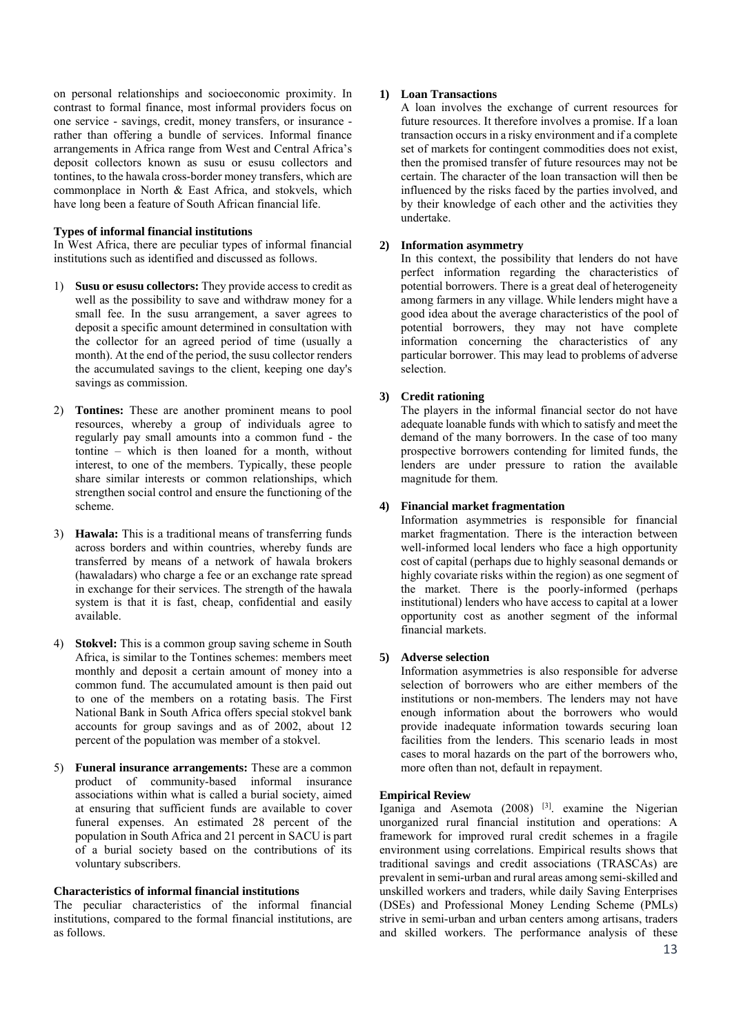on personal relationships and socioeconomic proximity. In contrast to formal finance, most informal providers focus on one service - savings, credit, money transfers, or insurance - rather than offering a bundle of services. Informal finance arrangements in Africa range from West and Central Africa's deposit collectors known as susu or esusu collectors and tontines, to the hawala cross-border money transfers, which are commonplace in North & East Africa, and stokvels, which have long been a feature of South African financial life.

**Types of informal financial institutions**

In West Africa, there are peculiar types of informal financial institutions such as identified and discussed as follows.

1) **Susu or esusu collectors:** They provide access to credit as well as the possibility to save and withdraw money for a small fee. In the susu arrangement, a saver agrees to deposit a specific amount determined in consultation with the collector for an agreed period of time (usually a month). At the end of the period, the susu collector renders the accumulated savings to the client, keeping one day's savings as commission.
2) **Tontines:** These are another prominent means to pool resources, whereby a group of individuals agree to regularly pay small amounts into a common fund - the tontine – which is then loaned for a month, without interest, to one of the members. Typically, these people share similar interests or common relationships, which strengthen social control and ensure the functioning of the scheme.
3) **Hawala:** This is a traditional means of transferring funds across borders and within countries, whereby funds are transferred by means of a network of hawala brokers (hawaladars) who charge a fee or an exchange rate spread in exchange for their services. The strength of the hawala system is that it is fast, cheap, confidential and easily available.
4) **Stokvel:** This is a common group saving scheme in South Africa, is similar to the Tontines schemes: members meet monthly and deposit a certain amount of money into a common fund. The accumulated amount is then paid out to one of the members on a rotating basis. The First National Bank in South Africa offers special stokvel bank accounts for group savings and as of 2002, about 12 percent of the population was member of a stokvel.
5) **Funeral insurance arrangements:** These are a common product of community-based informal insurance associations within what is called a burial society, aimed at ensuring that sufficient funds are available to cover funeral expenses. An estimated 28 percent of the population in South Africa and 21 percent in SACU is part of a burial society based on the contributions of its voluntary subscribers.

**Characteristics of informal financial institutions**

The peculiar characteristics of the informal financial institutions, compared to the formal financial institutions, are as follows.

1) **Loan Transactions**

   A loan involves the exchange of current resources for future resources. It therefore involves a promise. If a loan transaction occurs in a risky environment and if a complete set of markets for contingent commodities does not exist, then the promised transfer of future resources may not be certain. The character of the loan transaction will then be influenced by the risks faced by the parties involved, and by their knowledge of each other and the activities they undertake.

2) **Information asymmetry**

   In this context, the possibility that lenders do not have perfect information regarding the characteristics of potential borrowers. There is a great deal of heterogeneity among farmers in any village. While lenders might have a good idea about the average characteristics of the pool of potential borrowers, they may not have complete information concerning the characteristics of any particular borrower. This may lead to problems of adverse selection.

3) **Credit rationing**

   The players in the informal financial sector do not have adequate loanable funds with which to satisfy and meet the demand of the many borrowers. In the case of too many prospective borrowers contending for limited funds, the lenders are under pressure to ration the available magnitude for them.

4) **Financial market fragmentation**

   Information asymmetries is responsible for financial market fragmentation. There is the interaction between well-informed local lenders who face a high opportunity cost of capital (perhaps due to highly seasonal demands or highly covariate risks within the region) as one segment of the market. There is the poorly-informed (perhaps institutional) lenders who have access to capital at a lower opportunity cost as another segment of the informal financial markets.

5) **Adverse selection**

   Information asymmetries is also responsible for adverse selection of borrowers who are either members of the institutions or non-members. The lenders may not have enough information about the borrowers who would provide inadequate information towards securing loan facilities from the lenders. This scenario leads in most cases to moral hazards on the part of the borrowers who, more often than not, default in repayment.

**Empirical Review**

Iganiga and Asemota (2008) [3]. examine the Nigerian unorganized rural financial institution and operations: A framework for improved rural credit schemes in a fragile environment using correlations. Empirical results shows that traditional savings and credit associations (TRASCAs) are prevalent in semi-urban and rural areas among semi-skilled and unskilled workers and traders, while daily Saving Enterprises (DSEs) and Professional Money Lending Scheme (PMLs) strive in semi-urban and urban centers among artisans, traders and skilled workers. The performance analysis of these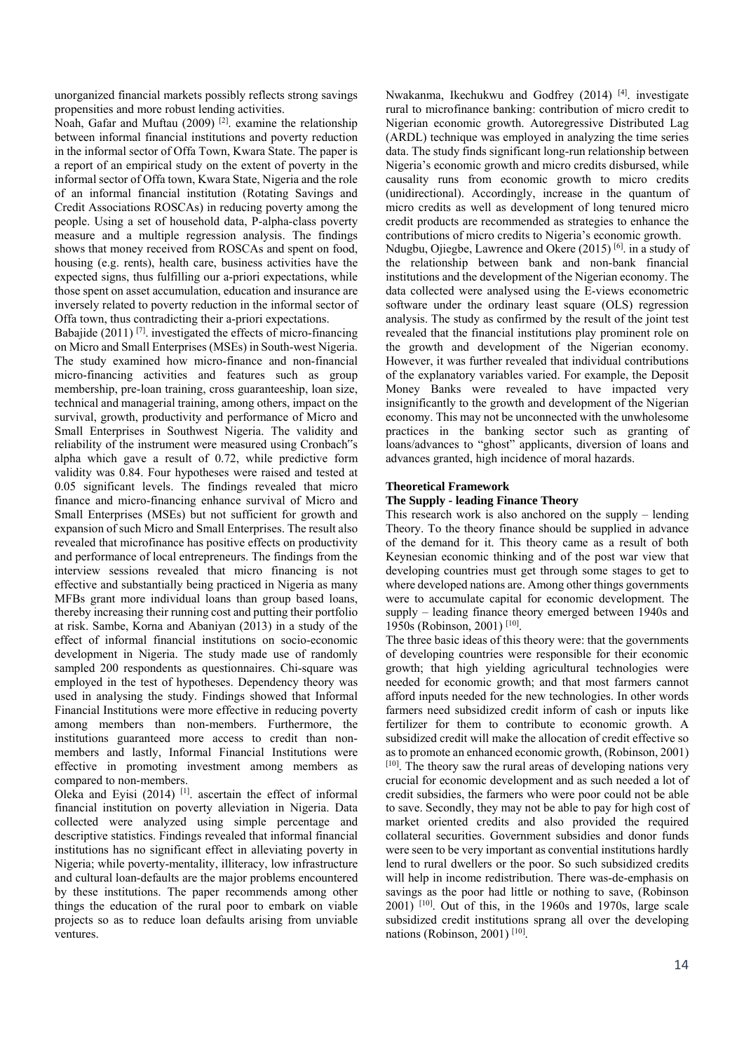unorganized financial markets possibly reflects strong savings propensities and more robust lending activities.

Noah, Gafar and Muftau (2009) [2]. examine the relationship between informal financial institutions and poverty reduction in the informal sector of Offa Town, Kwara State. The paper is a report of an empirical study on the extent of poverty in the informal sector of Offa town, Kwara State, Nigeria and the role of an informal financial institution (Rotating Savings and Credit Associations ROSCAs) in reducing poverty among the people. Using a set of household data, P-alpha-class poverty measure and a multiple regression analysis. The findings shows that money received from ROSCAs and spent on food, housing (e.g. rents), health care, business activities have the expected signs, thus fulfilling our a-priori expectations, while those spent on asset accumulation, education and insurance are inversely related to poverty reduction in the informal sector of Offa town, thus contradicting their a-priori expectations.

Babajide (2011) [7]. investigated the effects of micro-financing on Micro and Small Enterprises (MSEs) in South-west Nigeria. The study examined how micro-finance and non-financial micro-financing activities and features such as group membership, pre-loan training, cross guaranteeship, loan size, technical and managerial training, among others, impact on the survival, growth, productivity and performance of Micro and Small Enterprises in Southwest Nigeria. The validity and reliability of the instrument were measured using Cronbach"s alpha which gave a result of 0.72, while predictive form validity was 0.84. Four hypotheses were raised and tested at 0.05 significant levels. The findings revealed that micro finance and micro-financing enhance survival of Micro and Small Enterprises (MSEs) but not sufficient for growth and expansion of such Micro and Small Enterprises. The result also revealed that microfinance has positive effects on productivity and performance of local entrepreneurs. The findings from the interview sessions revealed that micro financing is not effective and substantially being practiced in Nigeria as many MFBs grant more individual loans than group based loans, thereby increasing their running cost and putting their portfolio at risk. Sambe, Korna and Abaniyan (2013) in a study of the effect of informal financial institutions on socio-economic development in Nigeria. The study made use of randomly sampled 200 respondents as questionnaires. Chi-square was employed in the test of hypotheses. Dependency theory was used in analysing the study. Findings showed that Informal Financial Institutions were more effective in reducing poverty among members than non-members. Furthermore, the institutions guaranteed more access to credit than non-members and lastly, Informal Financial Institutions were effective in promoting investment among members as compared to non-members.

Oleka and Eyisi (2014) [1]. ascertain the effect of informal financial institution on poverty alleviation in Nigeria. Data collected were analyzed using simple percentage and descriptive statistics. Findings revealed that informal financial institutions has no significant effect in alleviating poverty in Nigeria; while poverty-mentality, illiteracy, low infrastructure and cultural loan-defaults are the major problems encountered by these institutions. The paper recommends among other things the education of the rural poor to embark on viable projects so as to reduce loan defaults arising from unviable ventures.

Nwakanma, Ikechukwu and Godfrey (2014) [4]. investigate rural to microfinance banking: contribution of micro credit to Nigerian economic growth. Autoregressive Distributed Lag (ARDL) technique was employed in analyzing the time series data. The study finds significant long-run relationship between Nigeria's economic growth and micro credits disbursed, while causality runs from economic growth to micro credits (unidirectional). Accordingly, increase in the quantum of micro credits as well as development of long tenured micro credit products are recommended as strategies to enhance the contributions of micro credits to Nigeria's economic growth.

Ndugbu, Ojiegbe, Lawrence and Okere (2015) [6]. in a study of the relationship between bank and non-bank financial institutions and the development of the Nigerian economy. The data collected were analysed using the E-views econometric software under the ordinary least square (OLS) regression analysis. The study as confirmed by the result of the joint test revealed that the financial institutions play prominent role on the growth and development of the Nigerian economy. However, it was further revealed that individual contributions of the explanatory variables varied. For example, the Deposit Money Banks were revealed to have impacted very insignificantly to the growth and development of the Nigerian economy. This may not be unconnected with the unwholesome practices in the banking sector such as granting of loans/advances to "ghost" applicants, diversion of loans and advances granted, high incidence of moral hazards.

## Theoretical Framework

### The Supply - leading Finance Theory

This research work is also anchored on the supply – lending Theory. To the theory finance should be supplied in advance of the demand for it. This theory came as a result of both Keynesian economic thinking and of the post war view that developing countries must get through some stages to get to where developed nations are. Among other things governments were to accumulate capital for economic development. The supply – leading finance theory emerged between 1940s and 1950s (Robinson, 2001) [10].

The three basic ideas of this theory were: that the governments of developing countries were responsible for their economic growth; that high yielding agricultural technologies were needed for economic growth; and that most farmers cannot afford inputs needed for the new technologies. In other words farmers need subsidized credit inform of cash or inputs like fertilizer for them to contribute to economic growth. A subsidized credit will make the allocation of credit effective so as to promote an enhanced economic growth, (Robinson, 2001) [10]. The theory saw the rural areas of developing nations very crucial for economic development and as such needed a lot of credit subsidies, the farmers who were poor could not be able to save. Secondly, they may not be able to pay for high cost of market oriented credits and also provided the required collateral securities. Government subsidies and donor funds were seen to be very important as convential institutions hardly lend to rural dwellers or the poor. So such subsidized credits will help in income redistribution. There was-de-emphasis on savings as the poor had little or nothing to save, (Robinson 2001) [10]. Out of this, in the 1960s and 1970s, large scale subsidized credit institutions sprang all over the developing nations (Robinson, 2001) [10].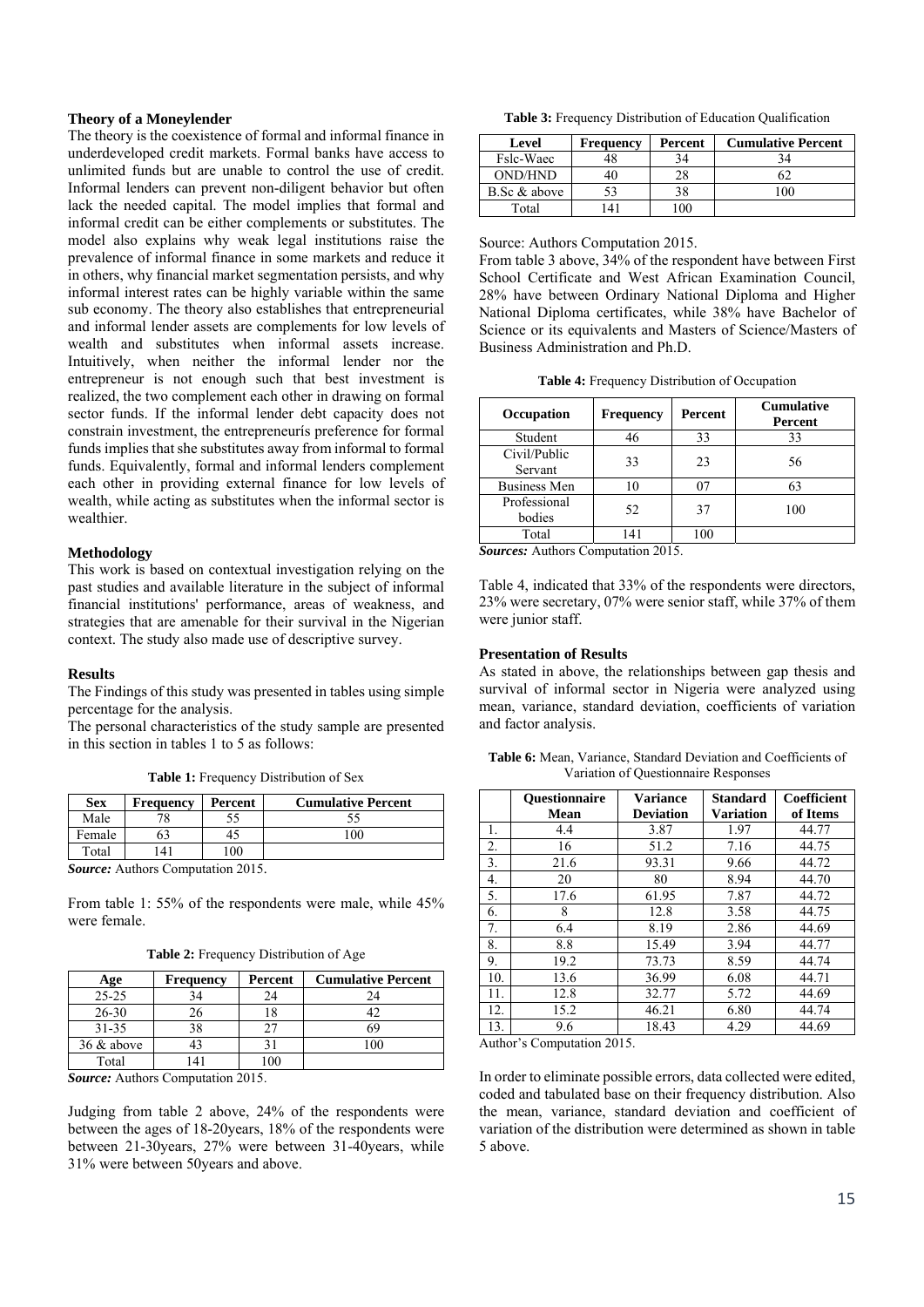### Theory of a Moneylender

The theory is the coexistence of formal and informal finance in underdeveloped credit markets. Formal banks have access to unlimited funds but are unable to control the use of credit. Informal lenders can prevent non-diligent behavior but often lack the needed capital. The model implies that formal and informal credit can be either complements or substitutes. The model also explains why weak legal institutions raise the prevalence of informal finance in some markets and reduce it in others, why financial market segmentation persists, and why informal interest rates can be highly variable within the same sub economy. The theory also establishes that entrepreneurial and informal lender assets are complements for low levels of wealth and substitutes when informal assets increase. Intuitively, when neither the informal lender nor the entrepreneur is not enough such that best investment is realized, the two complement each other in drawing on formal sector funds. If the informal lender debt capacity does not constrain investment, the entrepreneurís preference for formal funds implies that she substitutes away from informal to formal funds. Equivalently, formal and informal lenders complement each other in providing external finance for low levels of wealth, while acting as substitutes when the informal sector is wealthier.

### Methodology

This work is based on contextual investigation relying on the past studies and available literature in the subject of informal financial institutions' performance, areas of weakness, and strategies that are amenable for their survival in the Nigerian context. The study also made use of descriptive survey.

### Results

The Findings of this study was presented in tables using simple percentage for the analysis.

The personal characteristics of the study sample are presented in this section in tables 1 to 5 as follows:

**Table 1:** Frequency Distribution of Sex

| Sex | Frequency | Percent | Cumulative Percent |
|---|---|---|---|
| Male | 78 | 55 | 55 |
| Female | 63 | 45 | 100 |
| Total | 141 | 100 | |

***Source:*** Authors Computation 2015.

From table 1: 55% of the respondents were male, while 45% were female.

**Table 2:** Frequency Distribution of Age

| Age | Frequency | Percent | Cumulative Percent |
|---|---|---|---|
| 25-25 | 34 | 24 | 24 |
| 26-30 | 26 | 18 | 42 |
| 31-35 | 38 | 27 | 69 |
| 36 & above | 43 | 31 | 100 |
| Total | 141 | 100 | |

***Source:*** Authors Computation 2015.

Judging from table 2 above, 24% of the respondents were between the ages of 18-20years, 18% of the respondents were between 21-30years, 27% were between 31-40years, while 31% were between 50years and above.

**Table 3:** Frequency Distribution of Education Qualification

| Level | Frequency | Percent | Cumulative Percent |
|---|---|---|---|
| Fslc-Waec | 48 | 34 | 34 |
| OND/HND | 40 | 28 | 62 |
| B.Sc & above | 53 | 38 | 100 |
| Total | 141 | 100 | |

Source: Authors Computation 2015.

From table 3 above, 34% of the respondent have between First School Certificate and West African Examination Council, 28% have between Ordinary National Diploma and Higher National Diploma certificates, while 38% have Bachelor of Science or its equivalents and Masters of Science/Masters of Business Administration and Ph.D.

**Table 4:** Frequency Distribution of Occupation

| Occupation | Frequency | Percent | Cumulative Percent |
|---|---|---|---|
| Student | 46 | 33 | 33 |
| Civil/Public Servant | 33 | 23 | 56 |
| Business Men | 10 | 07 | 63 |
| Professional bodies | 52 | 37 | 100 |
| Total | 141 | 100 | |

***Sources:*** Authors Computation 2015.

Table 4, indicated that 33% of the respondents were directors, 23% were secretary, 07% were senior staff, while 37% of them were junior staff.

### Presentation of Results

As stated in above, the relationships between gap thesis and survival of informal sector in Nigeria were analyzed using mean, variance, standard deviation, coefficients of variation and factor analysis.

**Table 6:** Mean, Variance, Standard Deviation and Coefficients of Variation of Questionnaire Responses

| | Questionnaire Mean | Variance Deviation | Standard Variation | Coefficient of Items |
|---|---|---|---|---|
| 1. | 4.4 | 3.87 | 1.97 | 44.77 |
| 2. | 16 | 51.2 | 7.16 | 44.75 |
| 3. | 21.6 | 93.31 | 9.66 | 44.72 |
| 4. | 20 | 80 | 8.94 | 44.70 |
| 5. | 17.6 | 61.95 | 7.87 | 44.72 |
| 6. | 8 | 12.8 | 3.58 | 44.75 |
| 7. | 6.4 | 8.19 | 2.86 | 44.69 |
| 8. | 8.8 | 15.49 | 3.94 | 44.77 |
| 9. | 19.2 | 73.73 | 8.59 | 44.74 |
| 10. | 13.6 | 36.99 | 6.08 | 44.71 |
| 11. | 12.8 | 32.77 | 5.72 | 44.69 |
| 12. | 15.2 | 46.21 | 6.80 | 44.74 |
| 13. | 9.6 | 18.43 | 4.29 | 44.69 |

Author's Computation 2015.

In order to eliminate possible errors, data collected were edited, coded and tabulated base on their frequency distribution. Also the mean, variance, standard deviation and coefficient of variation of the distribution were determined as shown in table 5 above.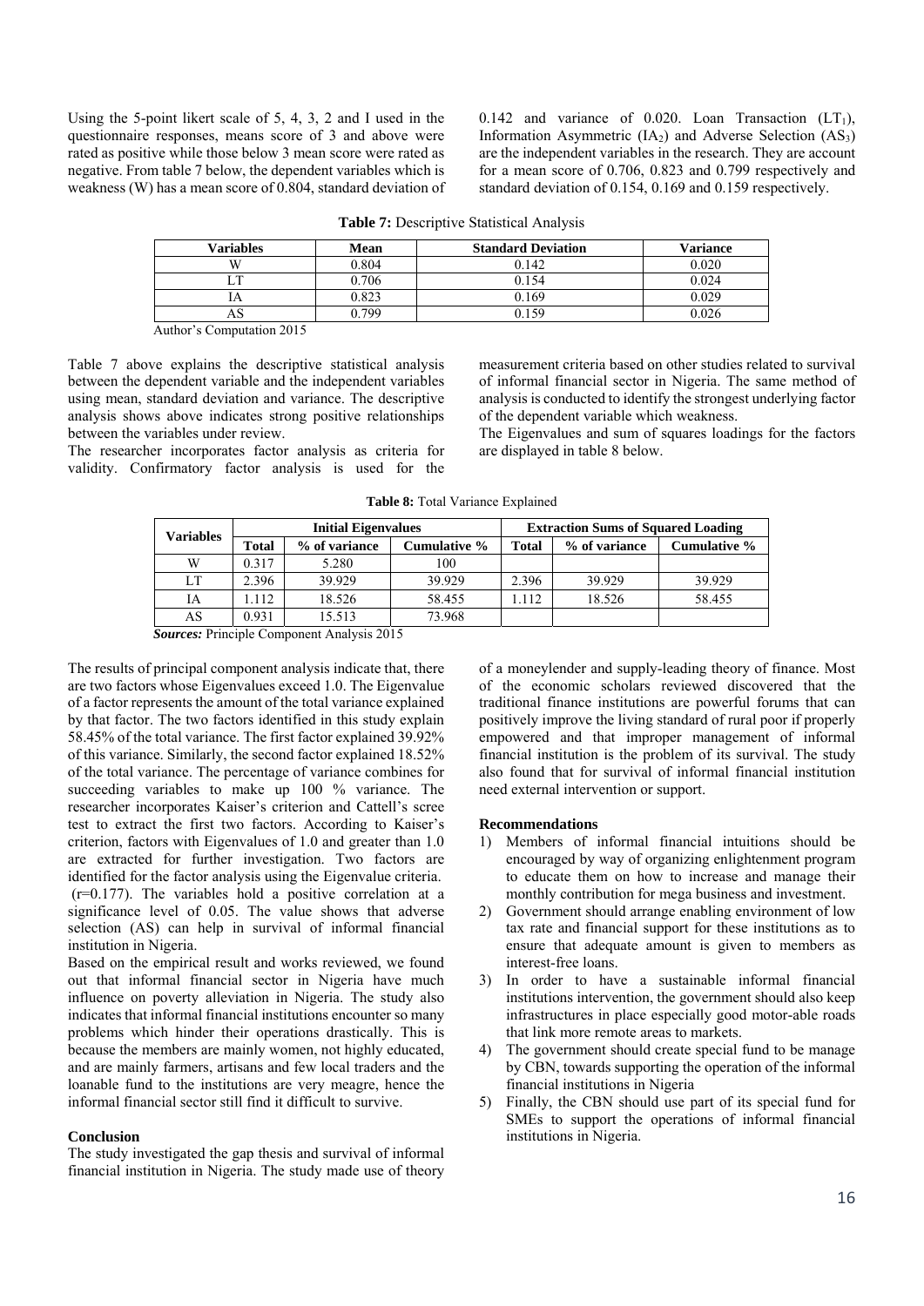Using the 5-point likert scale of 5, 4, 3, 2 and I used in the questionnaire responses, means score of 3 and above were rated as positive while those below 3 mean score were rated as negative. From table 7 below, the dependent variables which is weakness (W) has a mean score of 0.804, standard deviation of 0.142 and variance of 0.020. Loan Transaction ($LT_1$), Information Asymmetric ($IA_2$) and Adverse Selection ($AS_3$) are the independent variables in the research. They are account for a mean score of 0.706, 0.823 and 0.799 respectively and standard deviation of 0.154, 0.169 and 0.159 respectively.

**Table 7:** Descriptive Statistical Analysis

| Variables | Mean | Standard Deviation | Variance |
|---|---|---|---|
| W | 0.804 | 0.142 | 0.020 |
| LT | 0.706 | 0.154 | 0.024 |
| IA | 0.823 | 0.169 | 0.029 |
| AS | 0.799 | 0.159 | 0.026 |

Author's Computation 2015

Table 7 above explains the descriptive statistical analysis between the dependent variable and the independent variables using mean, standard deviation and variance. The descriptive analysis shows above indicates strong positive relationships between the variables under review.

The researcher incorporates factor analysis as criteria for validity. Confirmatory factor analysis is used for the measurement criteria based on other studies related to survival of informal financial sector in Nigeria. The same method of analysis is conducted to identify the strongest underlying factor of the dependent variable which weakness.

The Eigenvalues and sum of squares loadings for the factors are displayed in table 8 below.

**Table 8:** Total Variance Explained

| Variables | Initial Eigenvalues | | | Extraction Sums of Squared Loading | | |
|---|---|---|---|---|---|---|
| | Total | % of variance | Cumulative % | Total | % of variance | Cumulative % |
| W | 0.317 | 5.280 | 100 | | | |
| LT | 2.396 | 39.929 | 39.929 | 2.396 | 39.929 | 39.929 |
| IA | 1.112 | 18.526 | 58.455 | 1.112 | 18.526 | 58.455 |
| AS | 0.931 | 15.513 | 73.968 | | | |

***Sources:*** Principle Component Analysis 2015

The results of principal component analysis indicate that, there are two factors whose Eigenvalues exceed 1.0. The Eigenvalue of a factor represents the amount of the total variance explained by that factor. The two factors identified in this study explain 58.45% of the total variance. The first factor explained 39.92% of this variance. Similarly, the second factor explained 18.52% of the total variance. The percentage of variance combines for succeeding variables to make up 100 % variance. The researcher incorporates Kaiser's criterion and Cattell's scree test to extract the first two factors. According to Kaiser's criterion, factors with Eigenvalues of 1.0 and greater than 1.0 are extracted for further investigation. Two factors are identified for the factor analysis using the Eigenvalue criteria.

($r$=0.177). The variables hold a positive correlation at a significance level of 0.05. The value shows that adverse selection (AS) can help in survival of informal financial institution in Nigeria.

Based on the empirical result and works reviewed, we found out that informal financial sector in Nigeria have much influence on poverty alleviation in Nigeria. The study also indicates that informal financial institutions encounter so many problems which hinder their operations drastically. This is because the members are mainly women, not highly educated, and are mainly farmers, artisans and few local traders and the loanable fund to the institutions are very meagre, hence the informal financial sector still find it difficult to survive.

#### Conclusion

The study investigated the gap thesis and survival of informal financial institution in Nigeria. The study made use of theory of a moneylender and supply-leading theory of finance. Most of the economic scholars reviewed discovered that the traditional finance institutions are powerful forums that can positively improve the living standard of rural poor if properly empowered and that improper management of informal financial institution is the problem of its survival. The study also found that for survival of informal financial institution need external intervention or support.

#### Recommendations

1) Members of informal financial intuitions should be encouraged by way of organizing enlightenment program to educate them on how to increase and manage their monthly contribution for mega business and investment.
2) Government should arrange enabling environment of low tax rate and financial support for these institutions as to ensure that adequate amount is given to members as interest-free loans.
3) In order to have a sustainable informal financial institutions intervention, the government should also keep infrastructures in place especially good motor-able roads that link more remote areas to markets.
4) The government should create special fund to be manage by CBN, towards supporting the operation of the informal financial institutions in Nigeria
5) Finally, the CBN should use part of its special fund for SMEs to support the operations of informal financial institutions in Nigeria.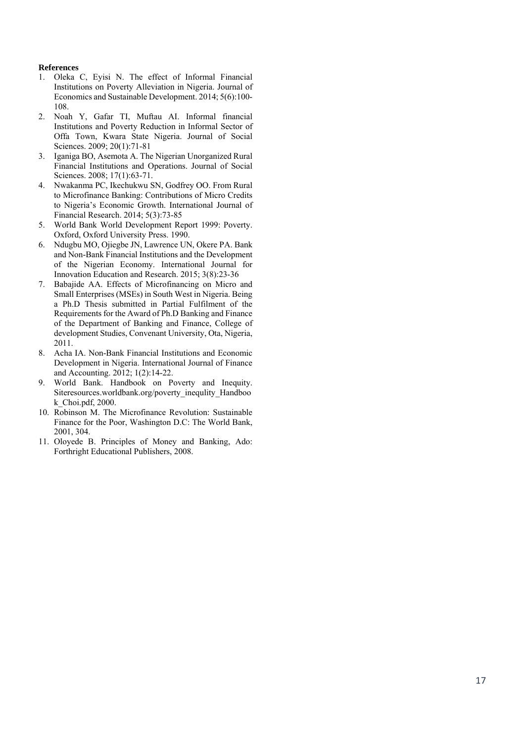**References**

1. Oleka C, Eyisi N. The effect of Informal Financial Institutions on Poverty Alleviation in Nigeria. Journal of Economics and Sustainable Development. 2014; 5(6):100-108.
2. Noah Y, Gafar TI, Muftau AI. Informal financial Institutions and Poverty Reduction in Informal Sector of Offa Town, Kwara State Nigeria. Journal of Social Sciences. 2009; 20(1):71-81
3. Iganiga BO, Asemota A. The Nigerian Unorganized Rural Financial Institutions and Operations. Journal of Social Sciences. 2008; 17(1):63-71.
4. Nwakanma PC, Ikechukwu SN, Godfrey OO. From Rural to Microfinance Banking: Contributions of Micro Credits to Nigeria's Economic Growth. International Journal of Financial Research. 2014; 5(3):73-85
5. World Bank World Development Report 1999: Poverty. Oxford, Oxford University Press. 1990.
6. Ndugbu MO, Ojiegbe JN, Lawrence UN, Okere PA. Bank and Non-Bank Financial Institutions and the Development of the Nigerian Economy. International Journal for Innovation Education and Research. 2015; 3(8):23-36
7. Babajide AA. Effects of Microfinancing on Micro and Small Enterprises (MSEs) in South West in Nigeria. Being a Ph.D Thesis submitted in Partial Fulfilment of the Requirements for the Award of Ph.D Banking and Finance of the Department of Banking and Finance, College of development Studies, Convenant University, Ota, Nigeria, 2011.
8. Acha IA. Non-Bank Financial Institutions and Economic Development in Nigeria. International Journal of Finance and Accounting. 2012; 1(2):14-22.
9. World Bank. Handbook on Poverty and Inequity. Siteresources.worldbank.org/poverty_inequlity_Handbook_Choi.pdf, 2000.
10. Robinson M. The Microfinance Revolution: Sustainable Finance for the Poor, Washington D.C: The World Bank, 2001, 304.
11. Oloyede B. Principles of Money and Banking, Ado: Forthright Educational Publishers, 2008.